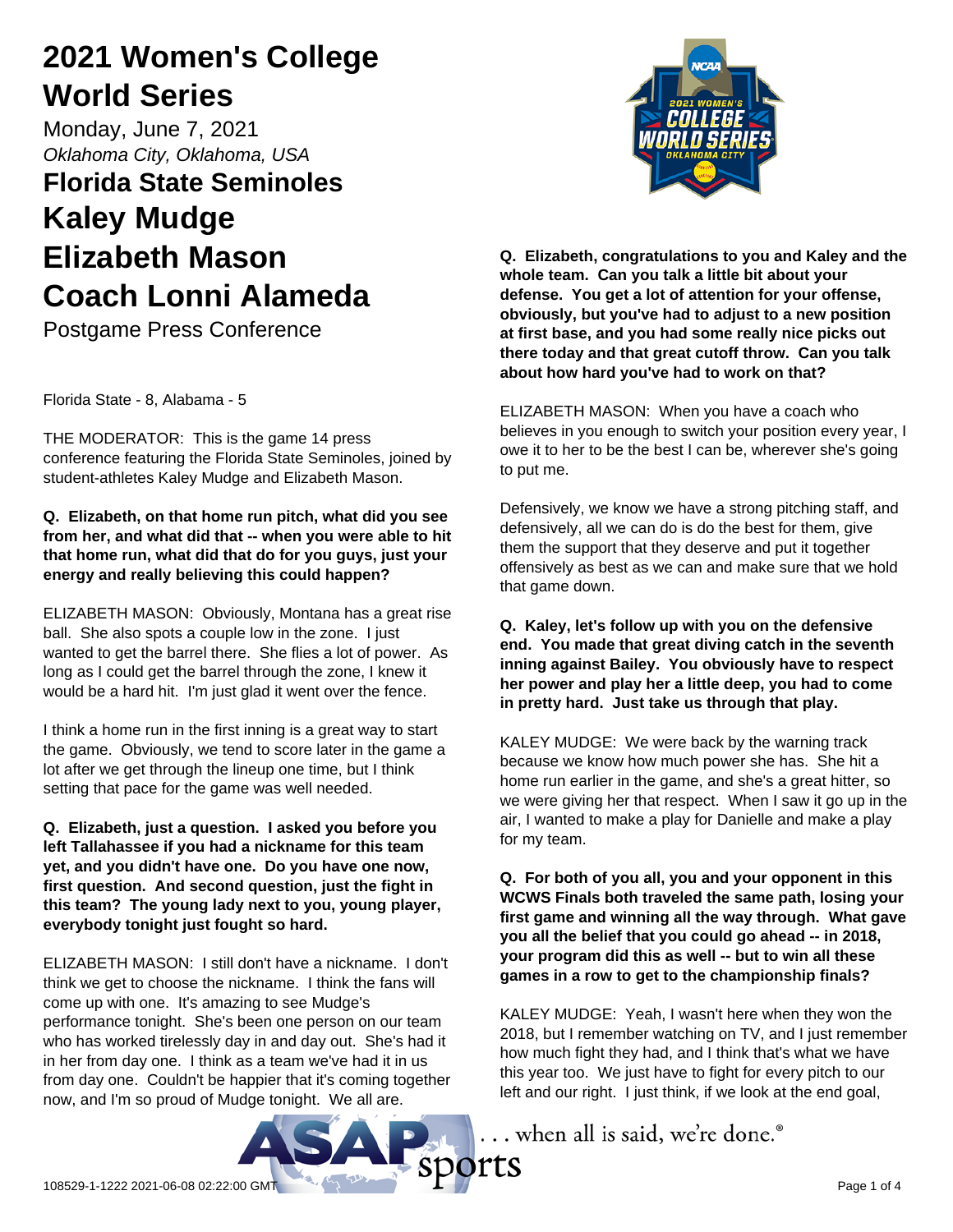# 2021 Women's College World Series

Monday, June 7, 2021

*Oklahoma City, Oklahoma, USA*

## Florida State Seminoles

# Kaley Mudge

# Elizabeth Mason

# Coach Lonni Alameda

Postgame Press Conference

Florida State - 8, Alabama - 5

THE MODERATOR: This is the game 14 press conference featuring the Florida State Seminoles, joined by student-athletes Kaley Mudge and Elizabeth Mason.

**Q. Elizabeth, on that home run pitch, what did you see from her, and what did that -- when you were able to hit that home run, what did that do for you guys, just your energy and really believing this could happen?**

ELIZABETH MASON: Obviously, Montana has a great rise ball. She also spots a couple low in the zone. I just wanted to get the barrel there. She flies a lot of power. As long as I could get the barrel through the zone, I knew it would be a hard hit. I'm just glad it went over the fence.

I think a home run in the first inning is a great way to start the game. Obviously, we tend to score later in the game a lot after we get through the lineup one time, but I think setting that pace for the game was well needed.

**Q. Elizabeth, just a question. I asked you before you left Tallahassee if you had a nickname for this team yet, and you didn't have one. Do you have one now, first question. And second question, just the fight in this team? The young lady next to you, young player, everybody tonight just fought so hard.**

ELIZABETH MASON: I still don't have a nickname. I don't think we get to choose the nickname. I think the fans will come up with one. It's amazing to see Mudge's performance tonight. She's been one person on our team who has worked tirelessly day in and day out. She's had it in her from day one. I think as a team we've had it in us from day one. Couldn't be happier that it's coming together now, and I'm so proud of Mudge tonight. We all are.

**Q. Elizabeth, congratulations to you and Kaley and the whole team. Can you talk a little bit about your defense. You get a lot of attention for your offense, obviously, but you've had to adjust to a new position at first base, and you had some really nice picks out there today and that great cutoff throw. Can you talk about how hard you've had to work on that?**

ELIZABETH MASON: When you have a coach who believes in you enough to switch your position every year, I owe it to her to be the best I can be, wherever she's going to put me.

Defensively, we know we have a strong pitching staff, and defensively, all we can do is do the best for them, give them the support that they deserve and put it together offensively as best as we can and make sure that we hold that game down.

**Q. Kaley, let's follow up with you on the defensive end. You made that great diving catch in the seventh inning against Bailey. You obviously have to respect her power and play her a little deep, you had to come in pretty hard. Just take us through that play.**

KALEY MUDGE: We were back by the warning track because we know how much power she has. She hit a home run earlier in the game, and she's a great hitter, so we were giving her that respect. When I saw it go up in the air, I wanted to make a play for Danielle and make a play for my team.

**Q. For both of you all, you and your opponent in this WCWS Finals both traveled the same path, losing your first game and winning all the way through. What gave you all the belief that you could go ahead -- in 2018, your program did this as well -- but to win all these games in a row to get to the championship finals?**

KALEY MUDGE: Yeah, I wasn't here when they won the 2018, but I remember watching on TV, and I just remember how much fight they had, and I think that's what we have this year too. We just have to fight for every pitch to our left and our right. I just think, if we look at the end goal,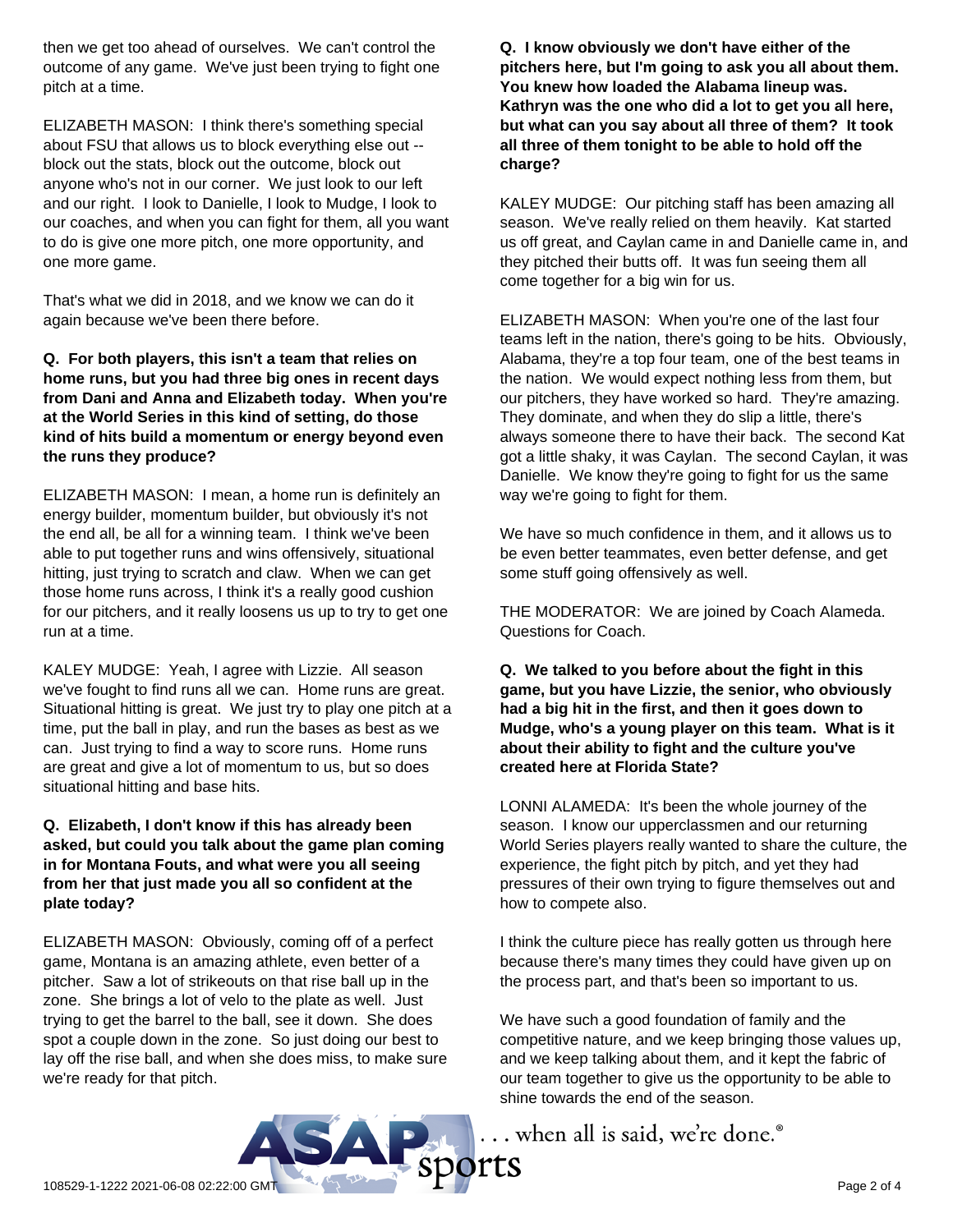then we get too ahead of ourselves. We can't control the outcome of any game. We've just been trying to fight one pitch at a time.

ELIZABETH MASON: I think there's something special about FSU that allows us to block everything else out -- block out the stats, block out the outcome, block out anyone who's not in our corner. We just look to our left and our right. I look to Danielle, I look to Mudge, I look to our coaches, and when you can fight for them, all you want to do is give one more pitch, one more opportunity, and one more game.

That's what we did in 2018, and we know we can do it again because we've been there before.

**Q. For both players, this isn't a team that relies on home runs, but you had three big ones in recent days from Dani and Anna and Elizabeth today. When you're at the World Series in this kind of setting, do those kind of hits build a momentum or energy beyond even the runs they produce?**

ELIZABETH MASON: I mean, a home run is definitely an energy builder, momentum builder, but obviously it's not the end all, be all for a winning team. I think we've been able to put together runs and wins offensively, situational hitting, just trying to scratch and claw. When we can get those home runs across, I think it's a really good cushion for our pitchers, and it really loosens us up to try to get one run at a time.

KALEY MUDGE: Yeah, I agree with Lizzie. All season we've fought to find runs all we can. Home runs are great. Situational hitting is great. We just try to play one pitch at a time, put the ball in play, and run the bases as best as we can. Just trying to find a way to score runs. Home runs are great and give a lot of momentum to us, but so does situational hitting and base hits.

**Q. Elizabeth, I don't know if this has already been asked, but could you talk about the game plan coming in for Montana Fouts, and what were you all seeing from her that just made you all so confident at the plate today?**

ELIZABETH MASON: Obviously, coming off of a perfect game, Montana is an amazing athlete, even better of a pitcher. Saw a lot of strikeouts on that rise ball up in the zone. She brings a lot of velo to the plate as well. Just trying to get the barrel to the ball, see it down. She does spot a couple down in the zone. So just doing our best to lay off the rise ball, and when she does miss, to make sure we're ready for that pitch.

**Q. I know obviously we don't have either of the pitchers here, but I'm going to ask you all about them. You knew how loaded the Alabama lineup was. Kathryn was the one who did a lot to get you all here, but what can you say about all three of them? It took all three of them tonight to be able to hold off the charge?**

KALEY MUDGE: Our pitching staff has been amazing all season. We've really relied on them heavily. Kat started us off great, and Caylan came in and Danielle came in, and they pitched their butts off. It was fun seeing them all come together for a big win for us.

ELIZABETH MASON: When you're one of the last four teams left in the nation, there's going to be hits. Obviously, Alabama, they're a top four team, one of the best teams in the nation. We would expect nothing less from them, but our pitchers, they have worked so hard. They're amazing. They dominate, and when they do slip a little, there's always someone there to have their back. The second Kat got a little shaky, it was Caylan. The second Caylan, it was Danielle. We know they're going to fight for us the same way we're going to fight for them.

We have so much confidence in them, and it allows us to be even better teammates, even better defense, and get some stuff going offensively as well.

THE MODERATOR: We are joined by Coach Alameda. Questions for Coach.

**Q. We talked to you before about the fight in this game, but you have Lizzie, the senior, who obviously had a big hit in the first, and then it goes down to Mudge, who's a young player on this team. What is it about their ability to fight and the culture you've created here at Florida State?**

LONNI ALAMEDA: It's been the whole journey of the season. I know our upperclassmen and our returning World Series players really wanted to share the culture, the experience, the fight pitch by pitch, and yet they had pressures of their own trying to figure themselves out and how to compete also.

I think the culture piece has really gotten us through here because there's many times they could have given up on the process part, and that's been so important to us.

We have such a good foundation of family and the competitive nature, and we keep bringing those values up, and we keep talking about them, and it kept the fabric of our team together to give us the opportunity to be able to shine towards the end of the season.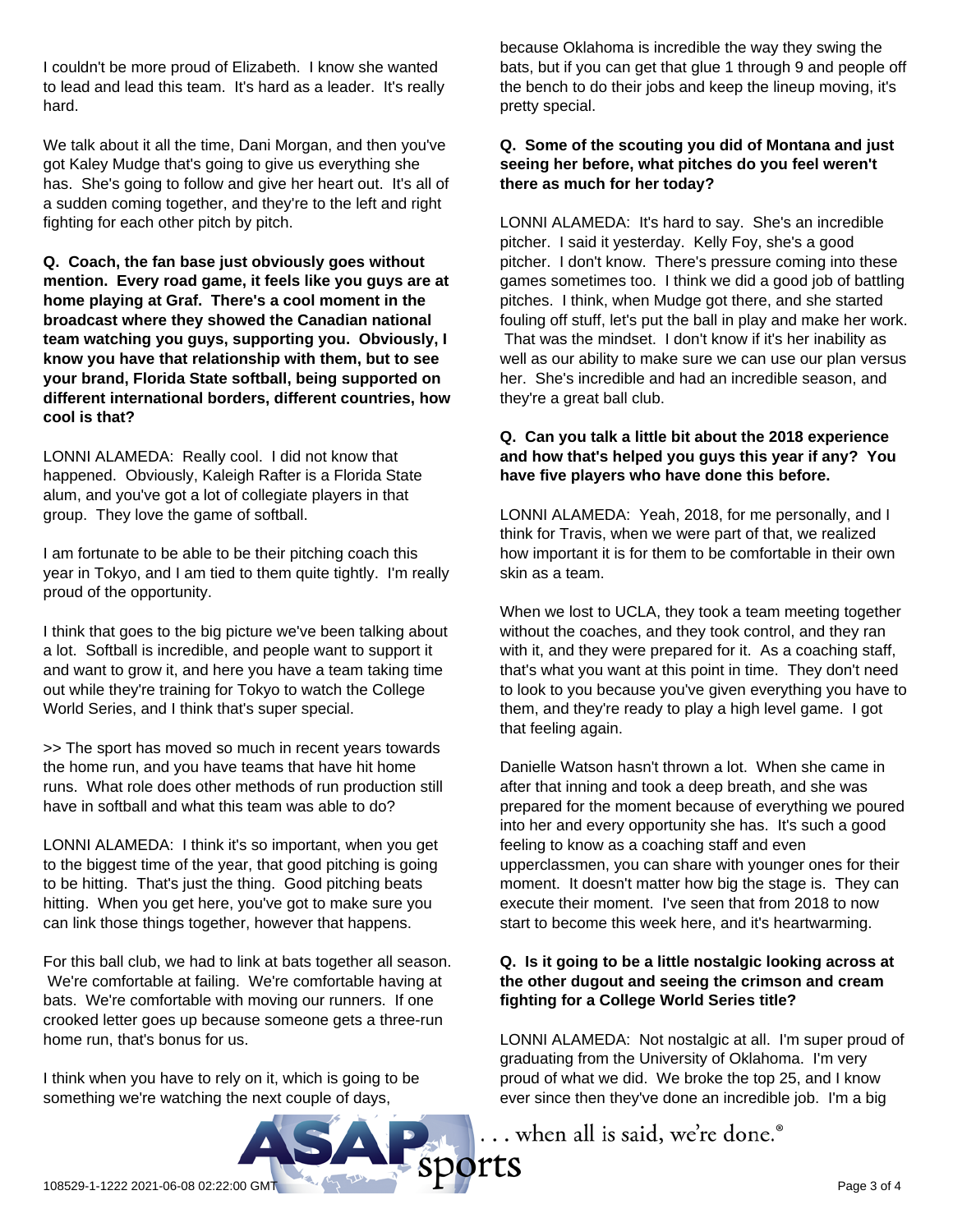I couldn't be more proud of Elizabeth. I know she wanted to lead and lead this team. It's hard as a leader. It's really hard.

We talk about it all the time, Dani Morgan, and then you've got Kaley Mudge that's going to give us everything she has. She's going to follow and give her heart out. It's all of a sudden coming together, and they're to the left and right fighting for each other pitch by pitch.

**Q. Coach, the fan base just obviously goes without mention. Every road game, it feels like you guys are at home playing at Graf. There's a cool moment in the broadcast where they showed the Canadian national team watching you guys, supporting you. Obviously, I know you have that relationship with them, but to see your brand, Florida State softball, being supported on different international borders, different countries, how cool is that?**

LONNI ALAMEDA: Really cool. I did not know that happened. Obviously, Kaleigh Rafter is a Florida State alum, and you've got a lot of collegiate players in that group. They love the game of softball.

I am fortunate to be able to be their pitching coach this year in Tokyo, and I am tied to them quite tightly. I'm really proud of the opportunity.

I think that goes to the big picture we've been talking about a lot. Softball is incredible, and people want to support it and want to grow it, and here you have a team taking time out while they're training for Tokyo to watch the College World Series, and I think that's super special.

>> The sport has moved so much in recent years towards the home run, and you have teams that have hit home runs. What role does other methods of run production still have in softball and what this team was able to do?

LONNI ALAMEDA: I think it's so important, when you get to the biggest time of the year, that good pitching is going to be hitting. That's just the thing. Good pitching beats hitting. When you get here, you've got to make sure you can link those things together, however that happens.

For this ball club, we had to link at bats together all season. We're comfortable at failing. We're comfortable having at bats. We're comfortable with moving our runners. If one crooked letter goes up because someone gets a three-run home run, that's bonus for us.

I think when you have to rely on it, which is going to be something we're watching the next couple of days, because Oklahoma is incredible the way they swing the bats, but if you can get that glue 1 through 9 and people off the bench to do their jobs and keep the lineup moving, it's pretty special.

**Q. Some of the scouting you did of Montana and just seeing her before, what pitches do you feel weren't there as much for her today?**

LONNI ALAMEDA: It's hard to say. She's an incredible pitcher. I said it yesterday. Kelly Foy, she's a good pitcher. I don't know. There's pressure coming into these games sometimes too. I think we did a good job of battling pitches. I think, when Mudge got there, and she started fouling off stuff, let's put the ball in play and make her work. That was the mindset. I don't know if it's her inability as well as our ability to make sure we can use our plan versus her. She's incredible and had an incredible season, and they're a great ball club.

**Q. Can you talk a little bit about the 2018 experience and how that's helped you guys this year if any? You have five players who have done this before.**

LONNI ALAMEDA: Yeah, 2018, for me personally, and I think for Travis, when we were part of that, we realized how important it is for them to be comfortable in their own skin as a team.

When we lost to UCLA, they took a team meeting together without the coaches, and they took control, and they ran with it, and they were prepared for it. As a coaching staff, that's what you want at this point in time. They don't need to look to you because you've given everything you have to them, and they're ready to play a high level game. I got that feeling again.

Danielle Watson hasn't thrown a lot. When she came in after that inning and took a deep breath, and she was prepared for the moment because of everything we poured into her and every opportunity she has. It's such a good feeling to know as a coaching staff and even upperclassmen, you can share with younger ones for their moment. It doesn't matter how big the stage is. They can execute their moment. I've seen that from 2018 to now start to become this week here, and it's heartwarming.

**Q. Is it going to be a little nostalgic looking across at the other dugout and seeing the crimson and cream fighting for a College World Series title?**

LONNI ALAMEDA: Not nostalgic at all. I'm super proud of graduating from the University of Oklahoma. I'm very proud of what we did. We broke the top 25, and I know ever since then they've done an incredible job. I'm a big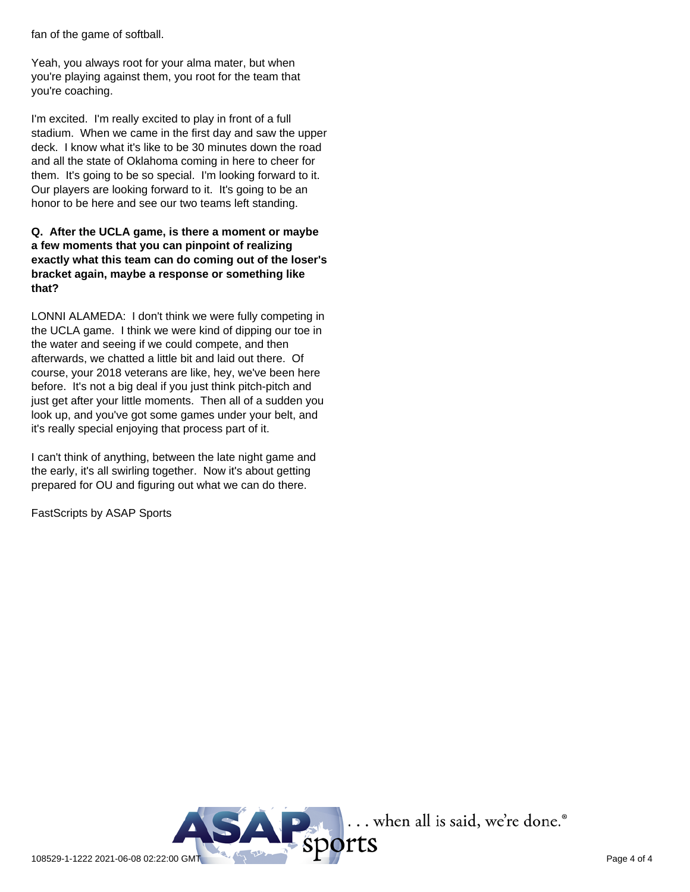fan of the game of softball.

Yeah, you always root for your alma mater, but when you're playing against them, you root for the team that you're coaching.

I'm excited. I'm really excited to play in front of a full stadium. When we came in the first day and saw the upper deck. I know what it's like to be 30 minutes down the road and all the state of Oklahoma coming in here to cheer for them. It's going to be so special. I'm looking forward to it. Our players are looking forward to it. It's going to be an honor to be here and see our two teams left standing.

**Q. After the UCLA game, is there a moment or maybe a few moments that you can pinpoint of realizing exactly what this team can do coming out of the loser's bracket again, maybe a response or something like that?**

LONNI ALAMEDA: I don't think we were fully competing in the UCLA game. I think we were kind of dipping our toe in the water and seeing if we could compete, and then afterwards, we chatted a little bit and laid out there. Of course, your 2018 veterans are like, hey, we've been here before. It's not a big deal if you just think pitch-pitch and just get after your little moments. Then all of a sudden you look up, and you've got some games under your belt, and it's really special enjoying that process part of it.

I can't think of anything, between the late night game and the early, it's all swirling together. Now it's about getting prepared for OU and figuring out what we can do there.

FastScripts by ASAP Sports